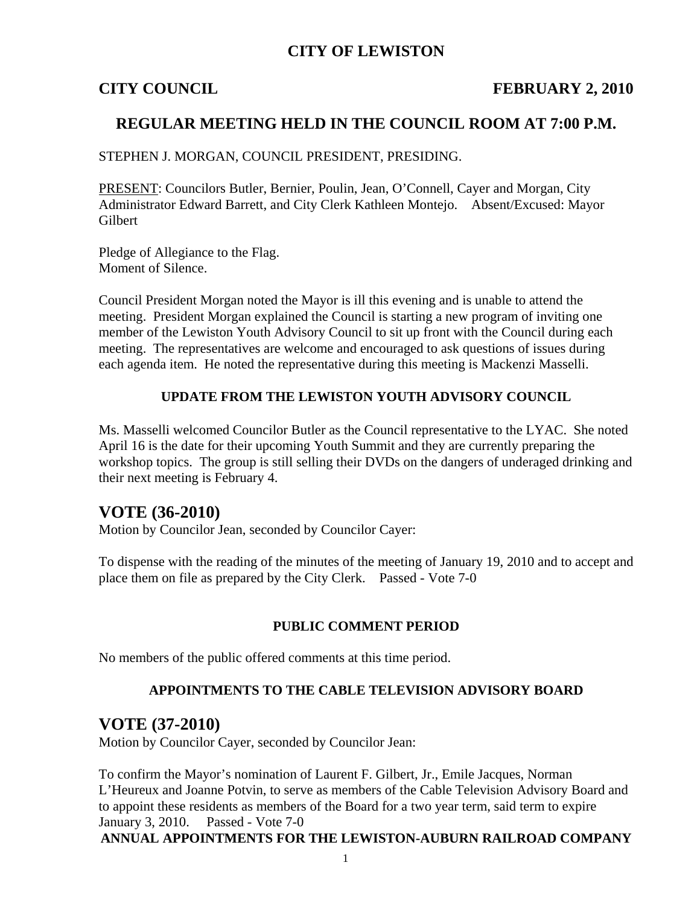# CITY OF LEWISTON

## CITY COUNCIL FEBRUARY 2, 2010

## REGULAR MEETING HELD IN THE COUNCIL ROOM AT 7:00 P.M.

STEPHEN J. MORGAN, COUNCIL PRESIDENT, PRESIDING.

PRESENT: Councilors Butler, Bernier, Poulin, Jean, O'Connell, Cayer and Morgan, City Administrator Edward Barrett, and City Clerk Kathleen Montejo. Absent/Excused: Mayor Gilbert

Pledge of Allegiance to the Flag.
Moment of Silence.

Council President Morgan noted the Mayor is ill this evening and is unable to attend the meeting. President Morgan explained the Council is starting a new program of inviting one member of the Lewiston Youth Advisory Council to sit up front with the Council during each meeting. The representatives are welcome and encouraged to ask questions of issues during each agenda item. He noted the representative during this meeting is Mackenzi Masselli.

### UPDATE FROM THE LEWISTON YOUTH ADVISORY COUNCIL

Ms. Masselli welcomed Councilor Butler as the Council representative to the LYAC. She noted April 16 is the date for their upcoming Youth Summit and they are currently preparing the workshop topics. The group is still selling their DVDs on the dangers of underaged drinking and their next meeting is February 4.

## VOTE (36-2010)

Motion by Councilor Jean, seconded by Councilor Cayer:

To dispense with the reading of the minutes of the meeting of January 19, 2010 and to accept and place them on file as prepared by the City Clerk. Passed - Vote 7-0

### PUBLIC COMMENT PERIOD

No members of the public offered comments at this time period.

### APPOINTMENTS TO THE CABLE TELEVISION ADVISORY BOARD

## VOTE (37-2010)

Motion by Councilor Cayer, seconded by Councilor Jean:

To confirm the Mayor's nomination of Laurent F. Gilbert, Jr., Emile Jacques, Norman L'Heureux and Joanne Potvin, to serve as members of the Cable Television Advisory Board and to appoint these residents as members of the Board for a two year term, said term to expire January 3, 2010. Passed - Vote 7-0

### ANNUAL APPOINTMENTS FOR THE LEWISTON-AUBURN RAILROAD COMPANY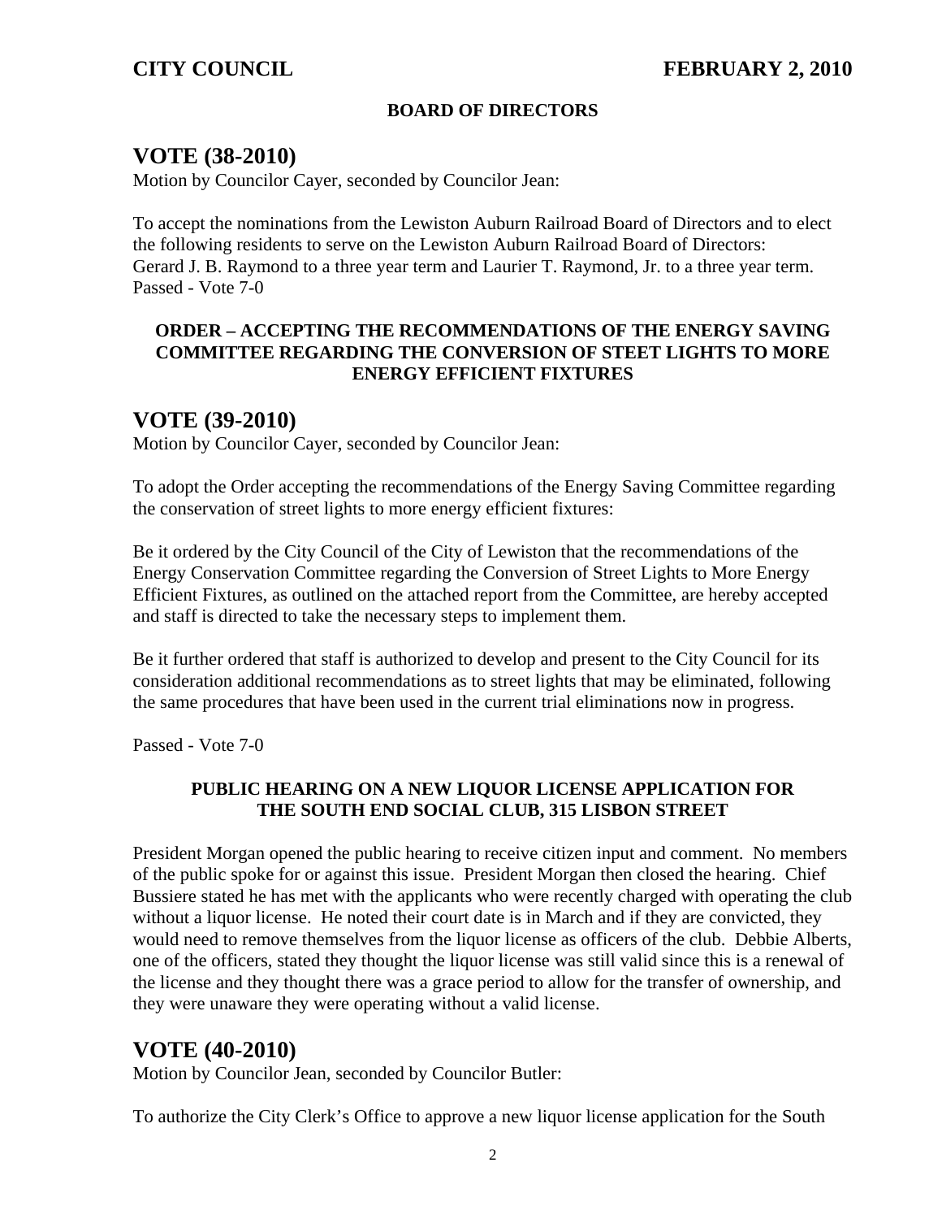#### BOARD OF DIRECTORS

## VOTE (38-2010)

Motion by Councilor Cayer, seconded by Councilor Jean:

To accept the nominations from the Lewiston Auburn Railroad Board of Directors and to elect the following residents to serve on the Lewiston Auburn Railroad Board of Directors: Gerard J. B. Raymond to a three year term and Laurier T. Raymond, Jr. to a three year term.
Passed - Vote 7-0

#### ORDER – ACCEPTING THE RECOMMENDATIONS OF THE ENERGY SAVING COMMITTEE REGARDING THE CONVERSION OF STEET LIGHTS TO MORE ENERGY EFFICIENT FIXTURES

## VOTE (39-2010)

Motion by Councilor Cayer, seconded by Councilor Jean:

To adopt the Order accepting the recommendations of the Energy Saving Committee regarding the conservation of street lights to more energy efficient fixtures:

Be it ordered by the City Council of the City of Lewiston that the recommendations of the Energy Conservation Committee regarding the Conversion of Street Lights to More Energy Efficient Fixtures, as outlined on the attached report from the Committee, are hereby accepted and staff is directed to take the necessary steps to implement them.

Be it further ordered that staff is authorized to develop and present to the City Council for its consideration additional recommendations as to street lights that may be eliminated, following the same procedures that have been used in the current trial eliminations now in progress.

Passed - Vote 7-0

#### PUBLIC HEARING ON A NEW LIQUOR LICENSE APPLICATION FOR THE SOUTH END SOCIAL CLUB, 315 LISBON STREET

President Morgan opened the public hearing to receive citizen input and comment. No members of the public spoke for or against this issue. President Morgan then closed the hearing. Chief Bussiere stated he has met with the applicants who were recently charged with operating the club without a liquor license. He noted their court date is in March and if they are convicted, they would need to remove themselves from the liquor license as officers of the club. Debbie Alberts, one of the officers, stated they thought the liquor license was still valid since this is a renewal of the license and they thought there was a grace period to allow for the transfer of ownership, and they were unaware they were operating without a valid license.

## VOTE (40-2010)

Motion by Councilor Jean, seconded by Councilor Butler:

To authorize the City Clerk's Office to approve a new liquor license application for the South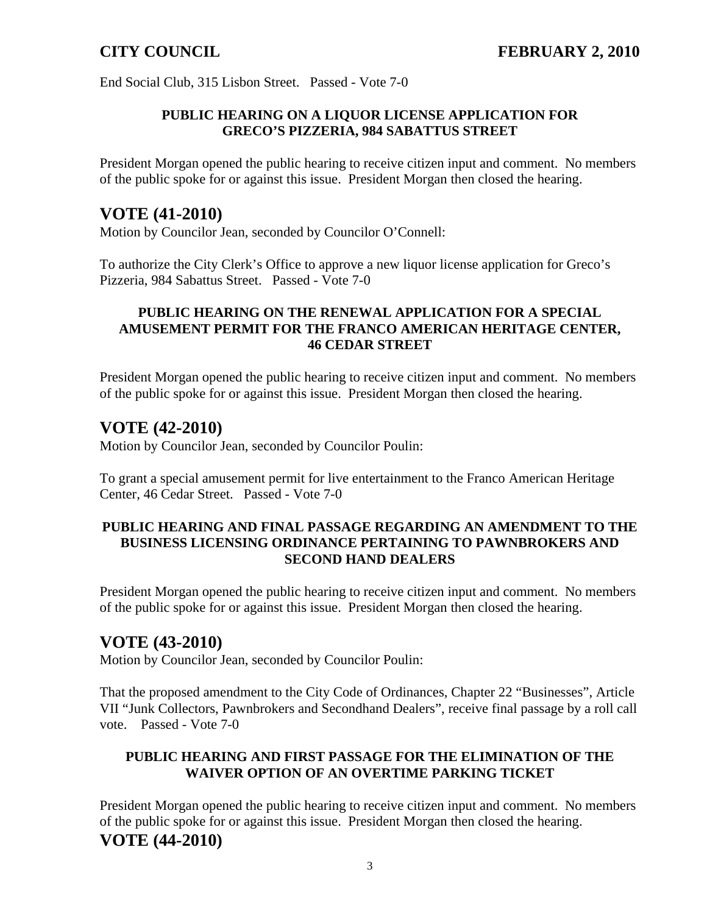End Social Club, 315 Lisbon Street. Passed - Vote 7-0

**PUBLIC HEARING ON A LIQUOR LICENSE APPLICATION FOR GRECO'S PIZZERIA, 984 SABATTUS STREET**

President Morgan opened the public hearing to receive citizen input and comment. No members of the public spoke for or against this issue. President Morgan then closed the hearing.

## VOTE (41-2010)

Motion by Councilor Jean, seconded by Councilor O'Connell:

To authorize the City Clerk's Office to approve a new liquor license application for Greco's Pizzeria, 984 Sabattus Street. Passed - Vote 7-0

**PUBLIC HEARING ON THE RENEWAL APPLICATION FOR A SPECIAL AMUSEMENT PERMIT FOR THE FRANCO AMERICAN HERITAGE CENTER, 46 CEDAR STREET**

President Morgan opened the public hearing to receive citizen input and comment. No members of the public spoke for or against this issue. President Morgan then closed the hearing.

## VOTE (42-2010)

Motion by Councilor Jean, seconded by Councilor Poulin:

To grant a special amusement permit for live entertainment to the Franco American Heritage Center, 46 Cedar Street. Passed - Vote 7-0

**PUBLIC HEARING AND FINAL PASSAGE REGARDING AN AMENDMENT TO THE BUSINESS LICENSING ORDINANCE PERTAINING TO PAWNBROKERS AND SECOND HAND DEALERS**

President Morgan opened the public hearing to receive citizen input and comment. No members of the public spoke for or against this issue. President Morgan then closed the hearing.

## VOTE (43-2010)

Motion by Councilor Jean, seconded by Councilor Poulin:

That the proposed amendment to the City Code of Ordinances, Chapter 22 "Businesses", Article VII "Junk Collectors, Pawnbrokers and Secondhand Dealers", receive final passage by a roll call vote. Passed - Vote 7-0

**PUBLIC HEARING AND FIRST PASSAGE FOR THE ELIMINATION OF THE WAIVER OPTION OF AN OVERTIME PARKING TICKET**

President Morgan opened the public hearing to receive citizen input and comment. No members of the public spoke for or against this issue. President Morgan then closed the hearing.

## VOTE (44-2010)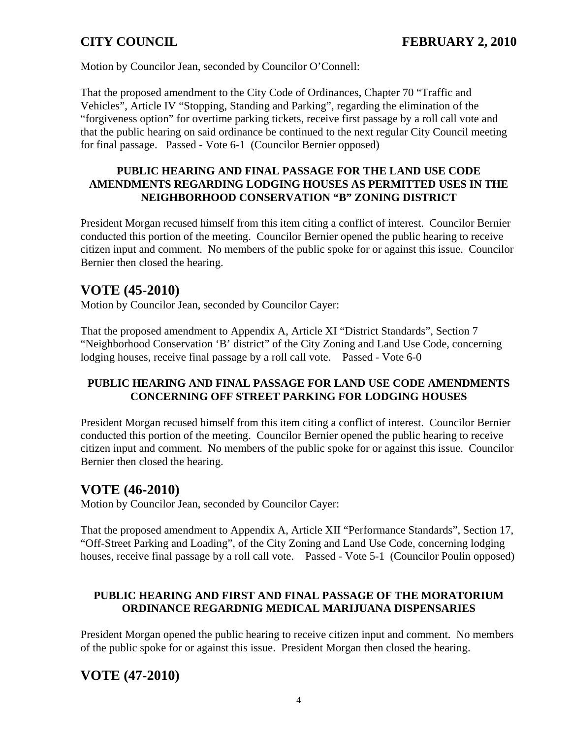Motion by Councilor Jean, seconded by Councilor O'Connell:

That the proposed amendment to the City Code of Ordinances, Chapter 70 "Traffic and Vehicles", Article IV "Stopping, Standing and Parking", regarding the elimination of the "forgiveness option" for overtime parking tickets, receive first passage by a roll call vote and that the public hearing on said ordinance be continued to the next regular City Council meeting for final passage. Passed - Vote 6-1 (Councilor Bernier opposed)

**PUBLIC HEARING AND FINAL PASSAGE FOR THE LAND USE CODE AMENDMENTS REGARDING LODGING HOUSES AS PERMITTED USES IN THE NEIGHBORHOOD CONSERVATION "B" ZONING DISTRICT**

President Morgan recused himself from this item citing a conflict of interest. Councilor Bernier conducted this portion of the meeting. Councilor Bernier opened the public hearing to receive citizen input and comment. No members of the public spoke for or against this issue. Councilor Bernier then closed the hearing.

## VOTE (45-2010)

Motion by Councilor Jean, seconded by Councilor Cayer:

That the proposed amendment to Appendix A, Article XI "District Standards", Section 7 "Neighborhood Conservation 'B' district" of the City Zoning and Land Use Code, concerning lodging houses, receive final passage by a roll call vote. Passed - Vote 6-0

**PUBLIC HEARING AND FINAL PASSAGE FOR LAND USE CODE AMENDMENTS CONCERNING OFF STREET PARKING FOR LODGING HOUSES**

President Morgan recused himself from this item citing a conflict of interest. Councilor Bernier conducted this portion of the meeting. Councilor Bernier opened the public hearing to receive citizen input and comment. No members of the public spoke for or against this issue. Councilor Bernier then closed the hearing.

## VOTE (46-2010)

Motion by Councilor Jean, seconded by Councilor Cayer:

That the proposed amendment to Appendix A, Article XII "Performance Standards", Section 17, "Off-Street Parking and Loading", of the City Zoning and Land Use Code, concerning lodging houses, receive final passage by a roll call vote. Passed - Vote 5-1 (Councilor Poulin opposed)

**PUBLIC HEARING AND FIRST AND FINAL PASSAGE OF THE MORATORIUM ORDINANCE REGARDNIG MEDICAL MARIJUANA DISPENSARIES**

President Morgan opened the public hearing to receive citizen input and comment. No members of the public spoke for or against this issue. President Morgan then closed the hearing.

## VOTE (47-2010)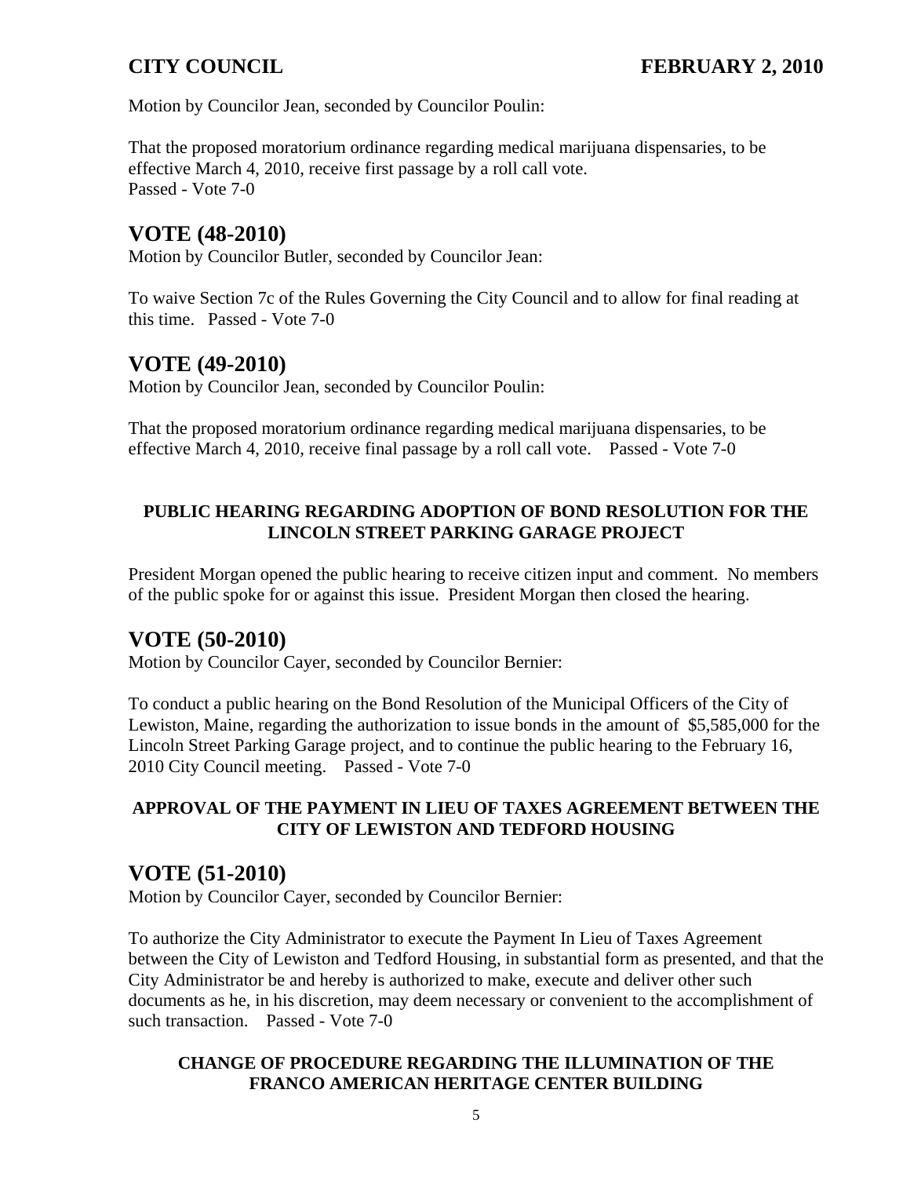Motion by Councilor Jean, seconded by Councilor Poulin:

That the proposed moratorium ordinance regarding medical marijuana dispensaries, to be effective March 4, 2010, receive first passage by a roll call vote.
Passed - Vote 7-0

## VOTE (48-2010)

Motion by Councilor Butler, seconded by Councilor Jean:

To waive Section 7c of the Rules Governing the City Council and to allow for final reading at this time. Passed - Vote 7-0

## VOTE (49-2010)

Motion by Councilor Jean, seconded by Councilor Poulin:

That the proposed moratorium ordinance regarding medical marijuana dispensaries, to be effective March 4, 2010, receive final passage by a roll call vote. Passed - Vote 7-0

### PUBLIC HEARING REGARDING ADOPTION OF BOND RESOLUTION FOR THE LINCOLN STREET PARKING GARAGE PROJECT

President Morgan opened the public hearing to receive citizen input and comment. No members of the public spoke for or against this issue. President Morgan then closed the hearing.

## VOTE (50-2010)

Motion by Councilor Cayer, seconded by Councilor Bernier:

To conduct a public hearing on the Bond Resolution of the Municipal Officers of the City of Lewiston, Maine, regarding the authorization to issue bonds in the amount of $5,585,000 for the Lincoln Street Parking Garage project, and to continue the public hearing to the February 16, 2010 City Council meeting. Passed - Vote 7-0

### APPROVAL OF THE PAYMENT IN LIEU OF TAXES AGREEMENT BETWEEN THE CITY OF LEWISTON AND TEDFORD HOUSING

## VOTE (51-2010)

Motion by Councilor Cayer, seconded by Councilor Bernier:

To authorize the City Administrator to execute the Payment In Lieu of Taxes Agreement between the City of Lewiston and Tedford Housing, in substantial form as presented, and that the City Administrator be and hereby is authorized to make, execute and deliver other such documents as he, in his discretion, may deem necessary or convenient to the accomplishment of such transaction. Passed - Vote 7-0

### CHANGE OF PROCEDURE REGARDING THE ILLUMINATION OF THE FRANCO AMERICAN HERITAGE CENTER BUILDING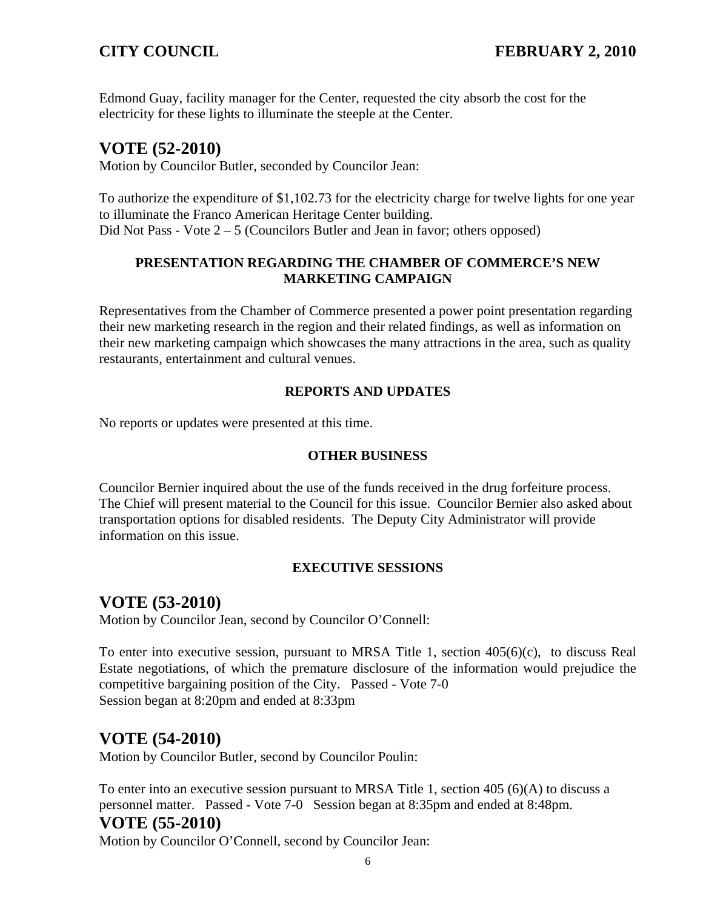Edmond Guay, facility manager for the Center, requested the city absorb the cost for the electricity for these lights to illuminate the steeple at the Center.

## VOTE (52-2010)

Motion by Councilor Butler, seconded by Councilor Jean:

To authorize the expenditure of $1,102.73 for the electricity charge for twelve lights for one year to illuminate the Franco American Heritage Center building.
Did Not Pass - Vote 2 – 5 (Councilors Butler and Jean in favor; others opposed)

### PRESENTATION REGARDING THE CHAMBER OF COMMERCE'S NEW MARKETING CAMPAIGN

Representatives from the Chamber of Commerce presented a power point presentation regarding their new marketing research in the region and their related findings, as well as information on their new marketing campaign which showcases the many attractions in the area, such as quality restaurants, entertainment and cultural venues.

### REPORTS AND UPDATES

No reports or updates were presented at this time.

### OTHER BUSINESS

Councilor Bernier inquired about the use of the funds received in the drug forfeiture process. The Chief will present material to the Council for this issue. Councilor Bernier also asked about transportation options for disabled residents. The Deputy City Administrator will provide information on this issue.

### EXECUTIVE SESSIONS

## VOTE (53-2010)

Motion by Councilor Jean, second by Councilor O'Connell:

To enter into executive session, pursuant to MRSA Title 1, section 405(6)(c), to discuss Real Estate negotiations, of which the premature disclosure of the information would prejudice the competitive bargaining position of the City. Passed - Vote 7-0
Session began at 8:20pm and ended at 8:33pm

## VOTE (54-2010)

Motion by Councilor Butler, second by Councilor Poulin:

To enter into an executive session pursuant to MRSA Title 1, section 405 (6)(A) to discuss a personnel matter. Passed - Vote 7-0 Session began at 8:35pm and ended at 8:48pm.

## VOTE (55-2010)

Motion by Councilor O'Connell, second by Councilor Jean: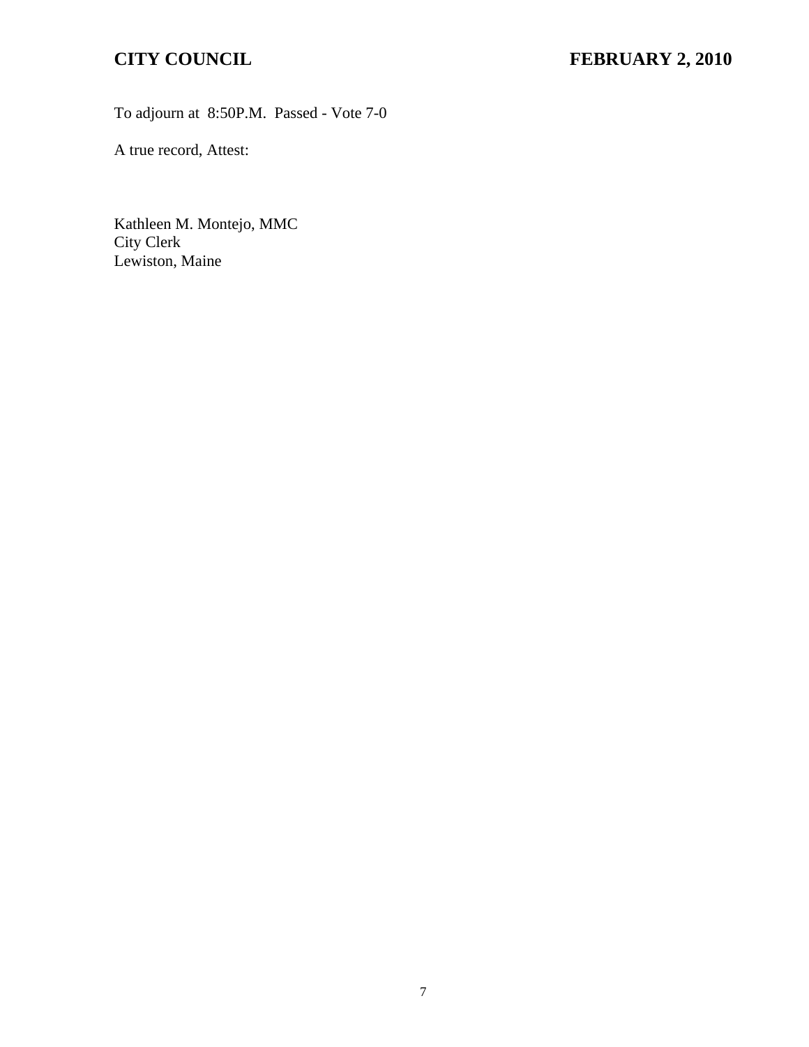To adjourn at 8:50P.M. Passed - Vote 7-0

A true record, Attest:

Kathleen M. Montejo, MMC
City Clerk
Lewiston, Maine